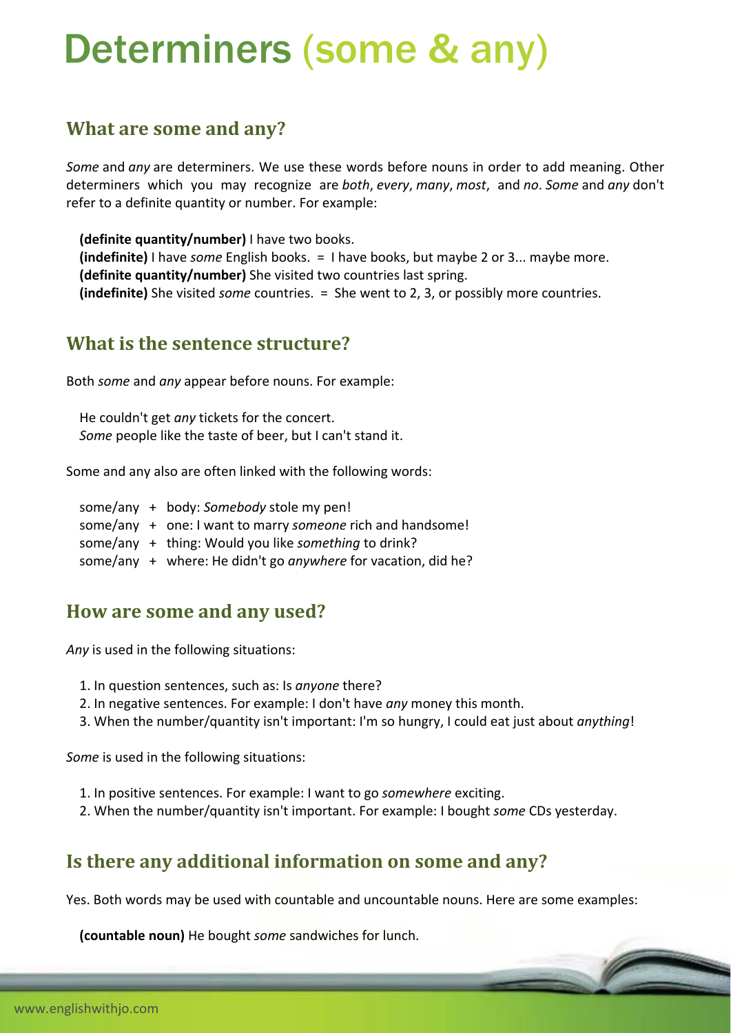# Determiners (some & any)

## What are some and any?

*Some* and *any* are determiners. We use these words before nouns in order to add meaning. Other determiners which you may recognize are *both*, *every*, *many*, *most*, and *no*. *Some* and *any* don't refer to a definite quantity or number. For example:

**(definite quantity/number)** I have two books.
**(indefinite)** I have *some* English books. = I have books, but maybe 2 or 3... maybe more.
**(definite quantity/number)** She visited two countries last spring.
**(indefinite)** She visited *some* countries. = She went to 2, 3, or possibly more countries.

## What is the sentence structure?

Both *some* and *any* appear before nouns. For example:

He couldn't get *any* tickets for the concert.
*Some* people like the taste of beer, but I can't stand it.

Some and any also are often linked with the following words:

some/any + body: *Somebody* stole my pen!
some/any + one: I want to marry *someone* rich and handsome!
some/any + thing: Would you like *something* to drink?
some/any + where: He didn't go *anywhere* for vacation, did he?

## How are some and any used?

*Any* is used in the following situations:

1. In question sentences, such as: Is *anyone* there?
2. In negative sentences. For example: I don't have *any* money this month.
3. When the number/quantity isn't important: I'm so hungry, I could eat just about *anything*!

*Some* is used in the following situations:

1. In positive sentences. For example: I want to go *somewhere* exciting.
2. When the number/quantity isn't important. For example: I bought *some* CDs yesterday.

## Is there any additional information on some and any?

Yes. Both words may be used with countable and uncountable nouns. Here are some examples:

**(countable noun)** He bought *some* sandwiches for lunch.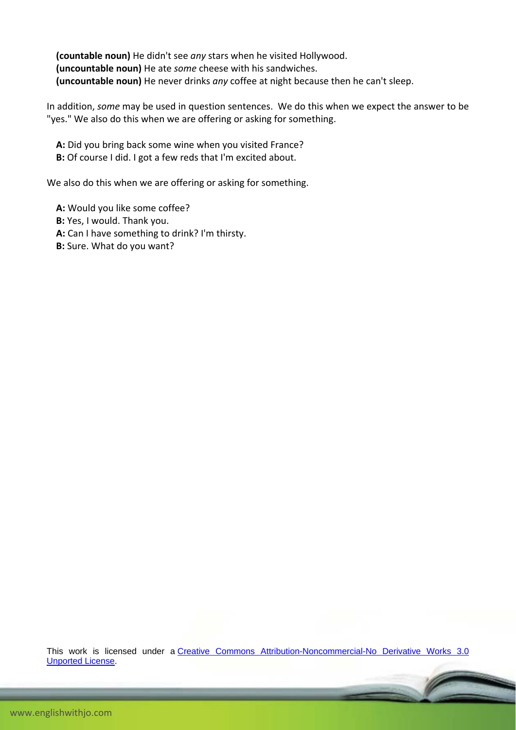**(countable noun)** He didn't see *any* stars when he visited Hollywood.
**(uncountable noun)** He ate *some* cheese with his sandwiches.
**(uncountable noun)** He never drinks *any* coffee at night because then he can't sleep.

In addition, *some* may be used in question sentences. We do this when we expect the answer to be "yes." We also do this when we are offering or asking for something.

**A:** Did you bring back some wine when you visited France?
**B:** Of course I did. I got a few reds that I'm excited about.

We also do this when we are offering or asking for something.

**A:** Would you like some coffee?
**B:** Yes, I would. Thank you.
**A:** Can I have something to drink? I'm thirsty.
**B:** Sure. What do you want?

This work is licensed under a [Creative Commons Attribution-Noncommercial-No Derivative Works 3.0 Unported License](https://creativecommons.org/licenses/by-nc-nd/3.0/).